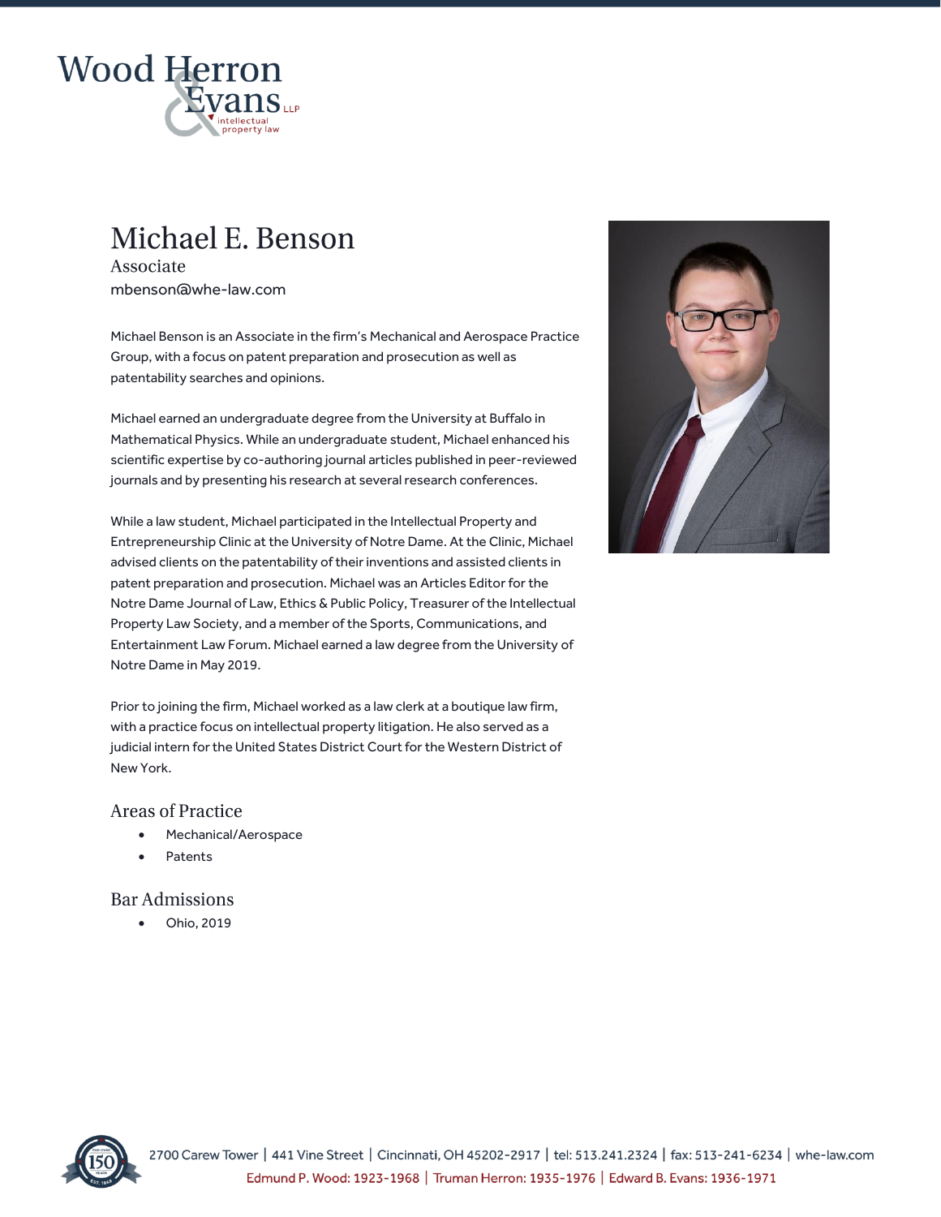# Michael E. Benson

Associate

mbenson@whe-law.com

Michael Benson is an Associate in the firm's Mechanical and Aerospace Practice Group, with a focus on patent preparation and prosecution as well as patentability searches and opinions.

Michael earned an undergraduate degree from the University at Buffalo in Mathematical Physics. While an undergraduate student, Michael enhanced his scientific expertise by co-authoring journal articles published in peer-reviewed journals and by presenting his research at several research conferences.

While a law student, Michael participated in the Intellectual Property and Entrepreneurship Clinic at the University of Notre Dame. At the Clinic, Michael advised clients on the patentability of their inventions and assisted clients in patent preparation and prosecution. Michael was an Articles Editor for the Notre Dame Journal of Law, Ethics & Public Policy, Treasurer of the Intellectual Property Law Society, and a member of the Sports, Communications, and Entertainment Law Forum. Michael earned a law degree from the University of Notre Dame in May 2019.

Prior to joining the firm, Michael worked as a law clerk at a boutique law firm, with a practice focus on intellectual property litigation. He also served as a judicial intern for the United States District Court for the Western District of New York.

## Areas of Practice

- Mechanical/Aerospace
- Patents

## Bar Admissions

- Ohio, 2019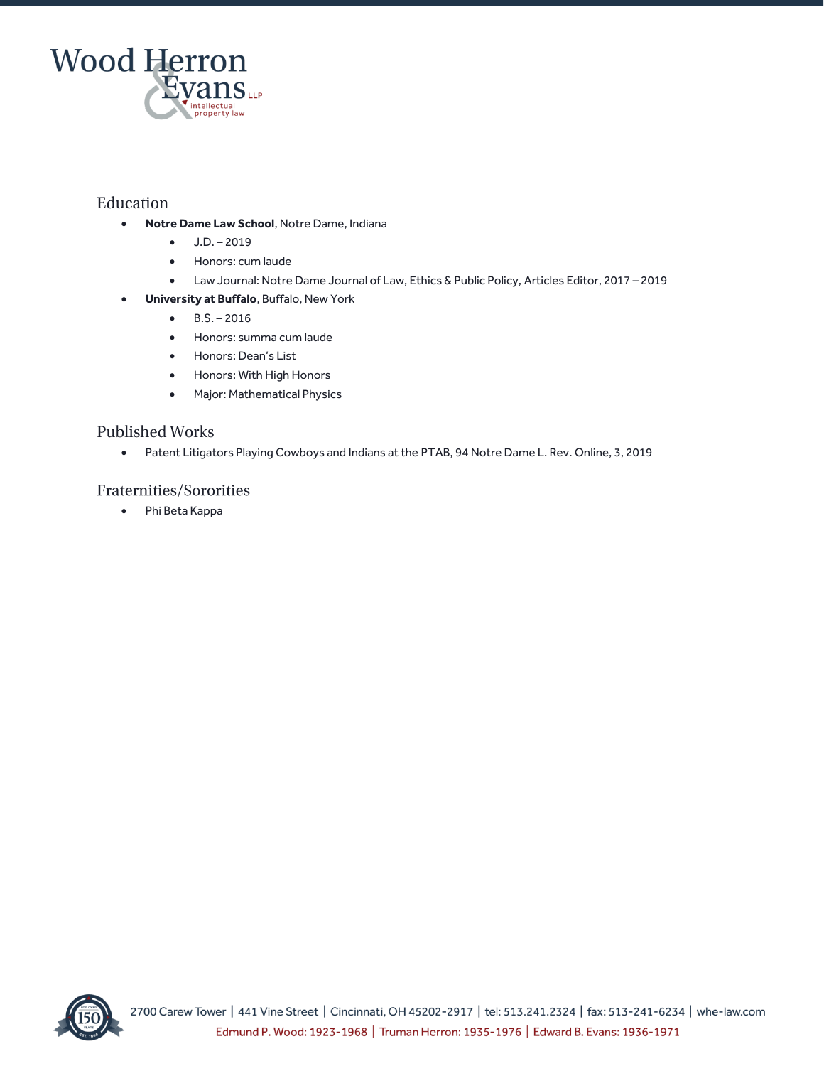## Education

- **Notre Dame Law School**, Notre Dame, Indiana
  - J.D. – 2019
  - Honors: cum laude
  - Law Journal: Notre Dame Journal of Law, Ethics & Public Policy, Articles Editor, 2017 – 2019
- **University at Buffalo**, Buffalo, New York
  - B.S. – 2016
  - Honors: summa cum laude
  - Honors: Dean's List
  - Honors: With High Honors
  - Major: Mathematical Physics

## Published Works

- Patent Litigators Playing Cowboys and Indians at the PTAB, 94 Notre Dame L. Rev. Online, 3, 2019

## Fraternities/Sororities

- Phi Beta Kappa